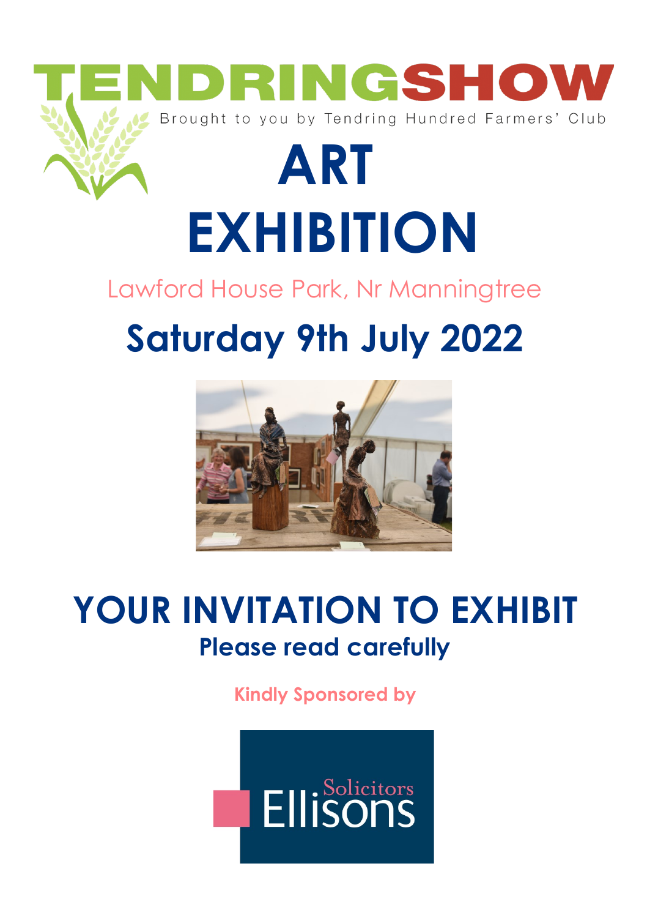# TENDRINGSHOW

Brought to you by Tendring Hundred Farmers' Club

# ART EXHIBITION

Lawford House Park, Nr Manningtree

## Saturday 9th July 2022

## YOUR INVITATION TO EXHIBIT

**Please read carefully**

**Kindly Sponsored by**

Ellisons Solicitors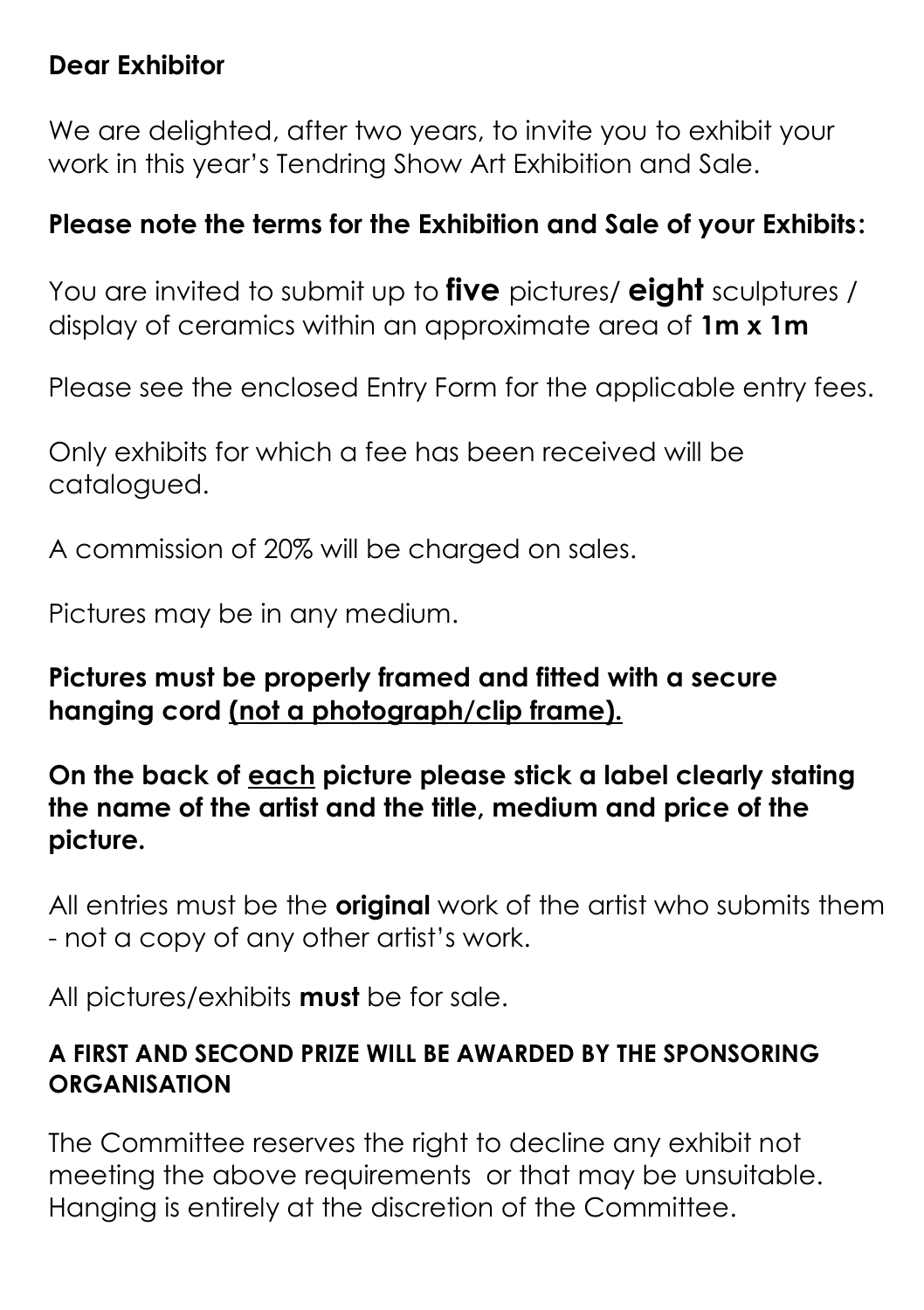**Dear Exhibitor**

We are delighted, after two years, to invite you to exhibit your work in this year's Tendring Show Art Exhibition and Sale.

**Please note the terms for the Exhibition and Sale of your Exhibits:**

You are invited to submit up to **five** pictures/ **eight** sculptures / display of ceramics within an approximate area of **1m x 1m**

Please see the enclosed Entry Form for the applicable entry fees.

Only exhibits for which a fee has been received will be catalogued.

A commission of 20% will be charged on sales.

Pictures may be in any medium.

**Pictures must be properly framed and fitted with a secure hanging cord <u>(not a photograph/clip frame).</u>**

**On the back of <u>each</u> picture please stick a label clearly stating the name of the artist and the title, medium and price of the picture.**

All entries must be the **original** work of the artist who submits them - not a copy of any other artist's work.

All pictures/exhibits **must** be for sale.

**A FIRST AND SECOND PRIZE WILL BE AWARDED BY THE SPONSORING ORGANISATION**

The Committee reserves the right to decline any exhibit not meeting the above requirements or that may be unsuitable. Hanging is entirely at the discretion of the Committee.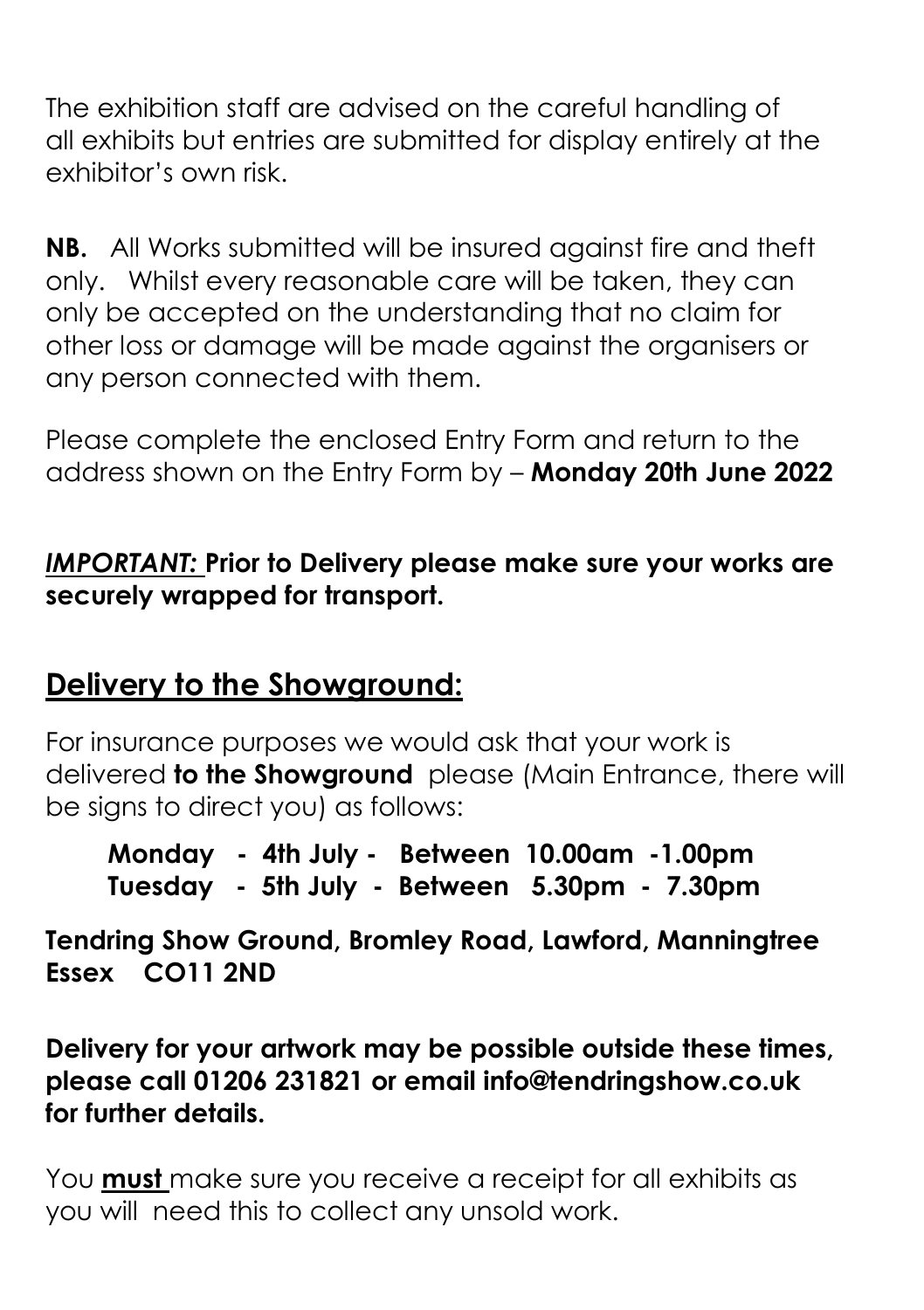The exhibition staff are advised on the careful handling of all exhibits but entries are submitted for display entirely at the exhibitor's own risk.

**NB.** All Works submitted will be insured against fire and theft only. Whilst every reasonable care will be taken, they can only be accepted on the understanding that no claim for other loss or damage will be made against the organisers or any person connected with them.

Please complete the enclosed Entry Form and return to the address shown on the Entry Form by – **Monday 20th June 2022**

***IMPORTANT:*** **Prior to Delivery please make sure your works are securely wrapped for transport.**

## Delivery to the Showground:

For insurance purposes we would ask that your work is delivered **to the Showground** please (Main Entrance, there will be signs to direct you) as follows:

**Monday - 4th July - Between 10.00am -1.00pm**
**Tuesday - 5th July - Between 5.30pm - 7.30pm**

**Tendring Show Ground, Bromley Road, Lawford, Manningtree Essex CO11 2ND**

**Delivery for your artwork may be possible outside these times, please call 01206 231821 or email info@tendringshow.co.uk for further details.**

You **must** make sure you receive a receipt for all exhibits as you will need this to collect any unsold work.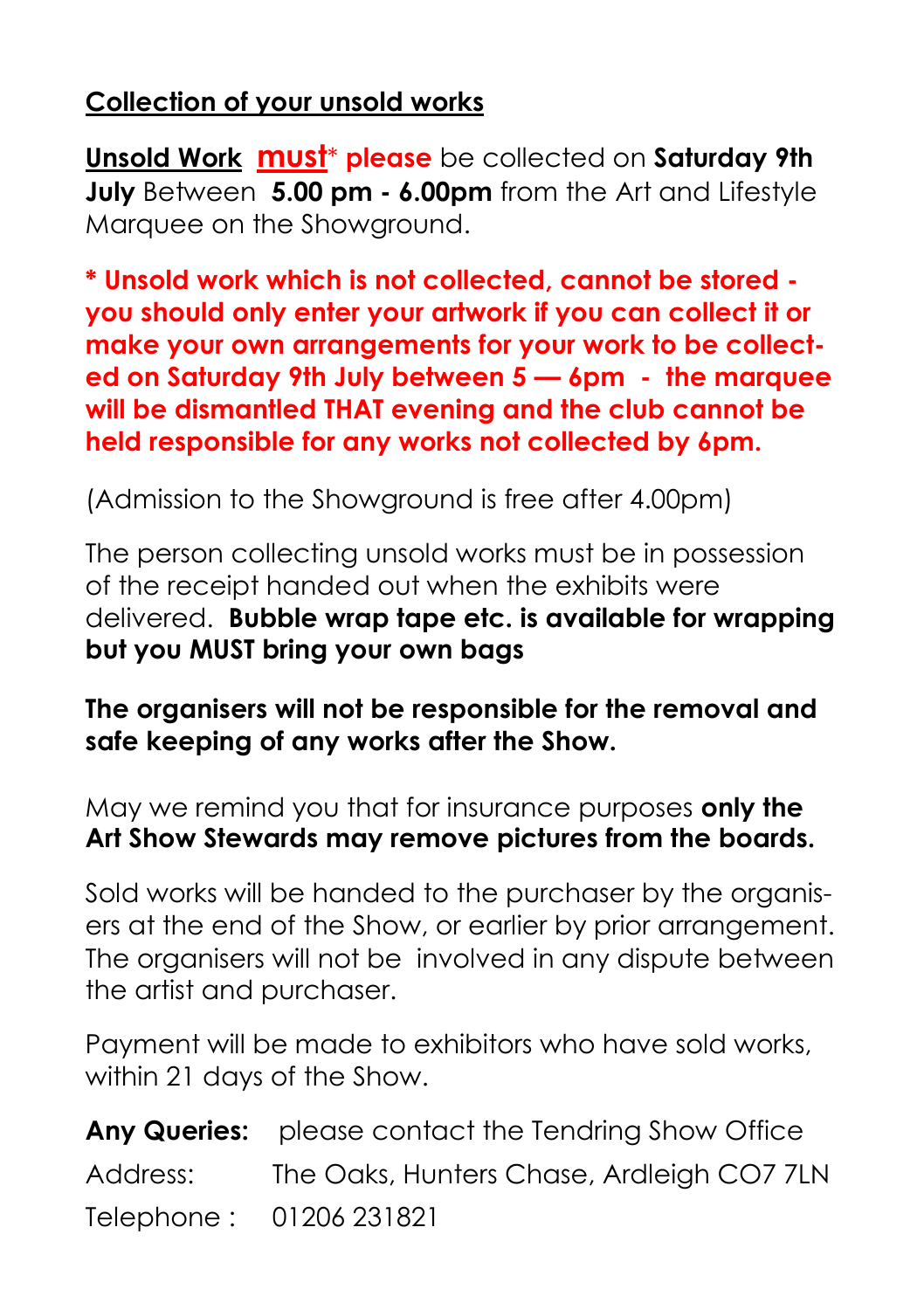**Collection of your unsold works**

**Unsold Work** **must*** **please** be collected on **Saturday 9th July** Between **5.00 pm - 6.00pm** from the Art and Lifestyle Marquee on the Showground.

*** Unsold work which is not collected, cannot be stored - you should only enter your artwork if you can collect it or make your own arrangements for your work to be collected on Saturday 9th July between 5 — 6pm - the marquee will be dismantled THAT evening and the club cannot be held responsible for any works not collected by 6pm.**

(Admission to the Showground is free after 4.00pm)

The person collecting unsold works must be in possession of the receipt handed out when the exhibits were delivered. **Bubble wrap tape etc. is available for wrapping but you MUST bring your own bags**

**The organisers will not be responsible for the removal and safe keeping of any works after the Show.**

May we remind you that for insurance purposes **only the Art Show Stewards may remove pictures from the boards.**

Sold works will be handed to the purchaser by the organisers at the end of the Show, or earlier by prior arrangement. The organisers will not be involved in any dispute between the artist and purchaser.

Payment will be made to exhibitors who have sold works, within 21 days of the Show.

**Any Queries:** please contact the Tendring Show Office

Address: The Oaks, Hunters Chase, Ardleigh CO7 7LN

Telephone : 01206 231821